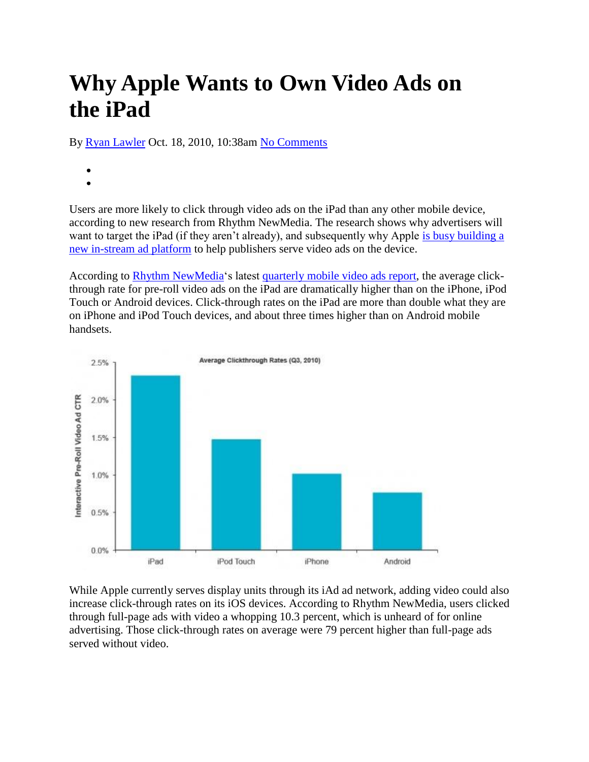# Why Apple Wants to Own Video Ads on the iPad

By Ryan Lawler Oct. 18, 2010, 10:38am No Comments

Users are more likely to click through video ads on the iPad than any other mobile device, according to new research from Rhythm NewMedia. The research shows why advertisers will want to target the iPad (if they aren't already), and subsequently why Apple is busy building a new in-stream ad platform to help publishers serve video ads on the device.

According to Rhythm NewMedia's latest quarterly mobile video ads report, the average click-through rate for pre-roll video ads on the iPad are dramatically higher than on the iPhone, iPod Touch or Android devices. Click-through rates on the iPad are more than double what they are on iPhone and iPod Touch devices, and about three times higher than on Android mobile handsets.

While Apple currently serves display units through its iAd ad network, adding video could also increase click-through rates on its iOS devices. According to Rhythm NewMedia, users clicked through full-page ads with video a whopping 10.3 percent, which is unheard of for online advertising. Those click-through rates on average were 79 percent higher than full-page ads served without video.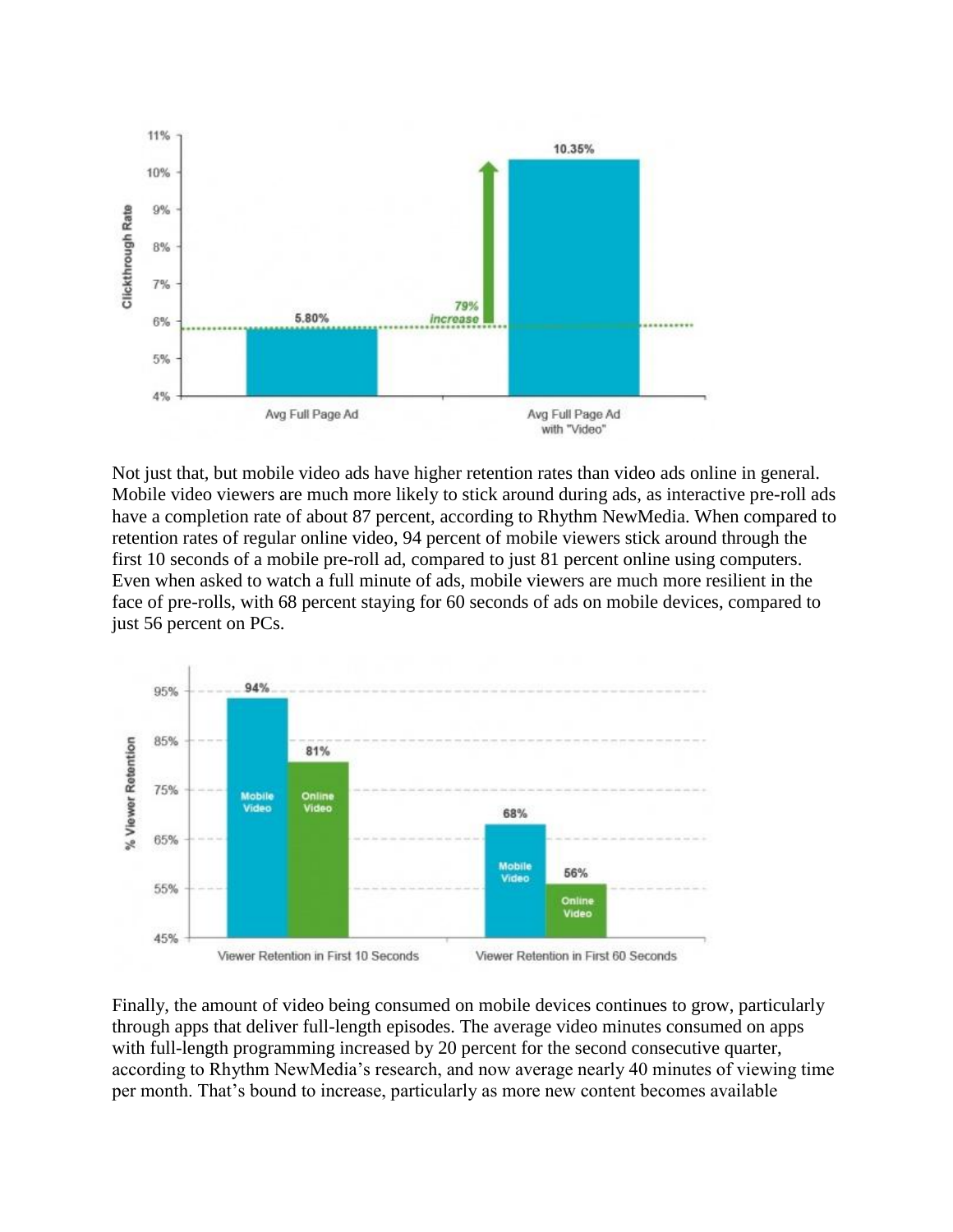Not just that, but mobile video ads have higher retention rates than video ads online in general. Mobile video viewers are much more likely to stick around during ads, as interactive pre-roll ads have a completion rate of about 87 percent, according to Rhythm NewMedia. When compared to retention rates of regular online video, 94 percent of mobile viewers stick around through the first 10 seconds of a mobile pre-roll ad, compared to just 81 percent online using computers. Even when asked to watch a full minute of ads, mobile viewers are much more resilient in the face of pre-rolls, with 68 percent staying for 60 seconds of ads on mobile devices, compared to just 56 percent on PCs.

Finally, the amount of video being consumed on mobile devices continues to grow, particularly through apps that deliver full-length episodes. The average video minutes consumed on apps with full-length programming increased by 20 percent for the second consecutive quarter, according to Rhythm NewMedia's research, and now average nearly 40 minutes of viewing time per month. That's bound to increase, particularly as more new content becomes available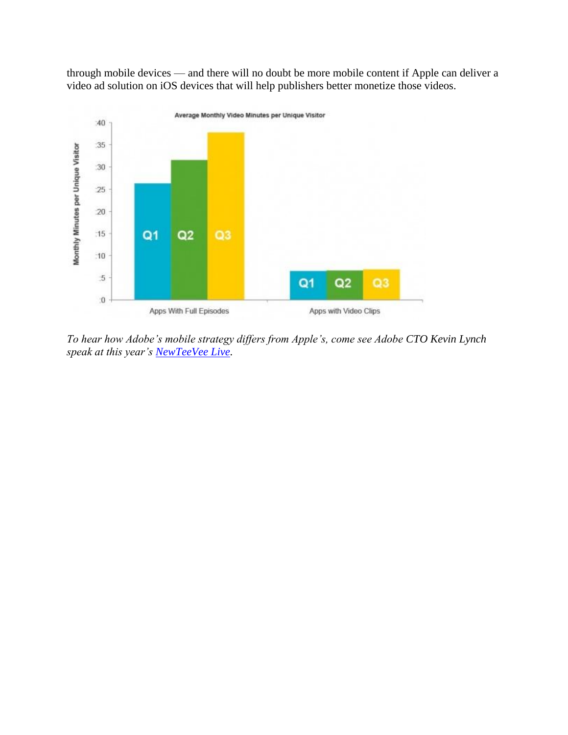through mobile devices — and there will no doubt be more mobile content if Apple can deliver a video ad solution on iOS devices that will help publishers better monetize those videos.

Average Monthly Video Minutes per Unique Visitor

Monthly Minutes per Unique Visitor

:40
:35
:30
:25
:20
:15
:10
:5
:0

Q1 Q2 Q3

Q1 Q2 Q3

Apps With Full Episodes

Apps with Video Clips

*To hear how Adobe's mobile strategy differs from Apple's, come see Adobe CTO Kevin Lynch speak at this year's [NewTeeVee Live](NewTeeVee Live).*